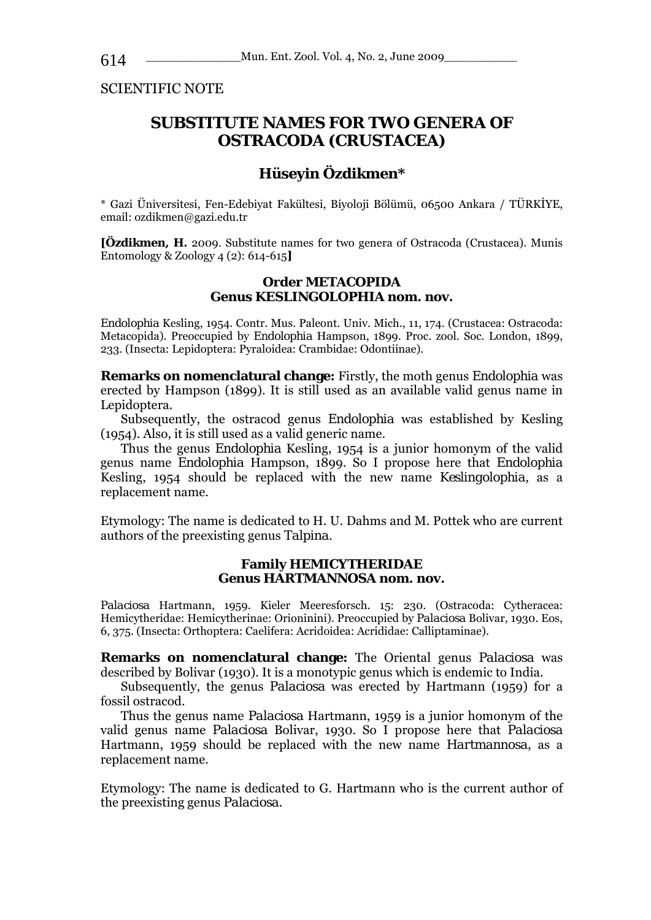SCIENTIFIC NOTE

# SUBSTITUTE NAMES FOR TWO GENERA OF OSTRACODA (CRUSTACEA)

## Hüseyin Özdikmen*

\* Gazi Üniversitesi, Fen-Edebiyat Fakültesi, Biyoloji Bölümü, 06500 Ankara / TÜRKİYE, email: ozdikmen@gazi.edu.tr

**[Özdikmen, H.** 2009. Substitute names for two genera of Ostracoda (Crustacea). Munis Entomology & Zoology 4 (2): 614-615**]**

### Order METACOPIDA
### Genus KESLINGOLOPHIA nom. nov.

*Endolophia* Kesling, 1954. Contr. Mus. Paleont. Univ. Mich., 11, 174. (Crustacea: Ostracoda: Metacopida). Preoccupied by *Endolophia* Hampson, 1899. Proc. zool. Soc. London, 1899, 233. (Insecta: Lepidoptera: Pyraloidea: Crambidae: Odontiinae).

**Remarks on nomenclatural change:** Firstly, the moth genus *Endolophia* was erected by Hampson (1899). It is still used as an available valid genus name in Lepidoptera.

Subsequently, the ostracod genus *Endolophia* was established by Kesling (1954). Also, it is still used as a valid generic name.

Thus the genus *Endolophia* Kesling, 1954 is a junior homonym of the valid genus name *Endolophia* Hampson, 1899. So I propose here that *Endolophia* Kesling, 1954 should be replaced with the new name *Keslingolophia*, as a replacement name.

Etymology: The name is dedicated to H. U. Dahms and M. Pottek who are current authors of the preexisting genus *Talpina*.

### Family HEMICYTHERIDAE
### Genus HARTMANNOSA nom. nov.

*Palaciosa* Hartmann, 1959. Kieler Meeresforsch. 15: 230. (Ostracoda: Cytheracea: Hemicytheridae: Hemicytherinae: Orioninini). Preoccupied by *Palaciosa* Bolivar, 1930. Eos, 6, 375. (Insecta: Orthoptera: Caelifera: Acridoidea: Acrididae: Calliptaminae).

**Remarks on nomenclatural change:** The Oriental genus *Palaciosa* was described by Bolivar (1930). It is a monotypic genus which is endemic to India.

Subsequently, the genus *Palaciosa* was erected by Hartmann (1959) for a fossil ostracod.

Thus the genus name *Palaciosa* Hartmann, 1959 is a junior homonym of the valid genus name *Palaciosa* Bolivar, 1930. So I propose here that *Palaciosa* Hartmann, 1959 should be replaced with the new name *Hartmannosa*, as a replacement name.

Etymology: The name is dedicated to G. Hartmann who is the current author of the preexisting genus *Palaciosa*.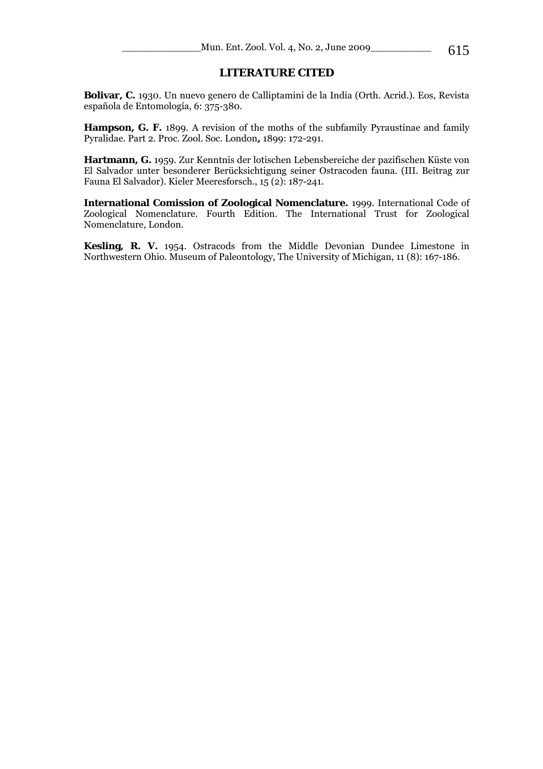## LITERATURE CITED

**Bolivar, C.** 1930. Un nuevo genero de Calliptamini de la India (Orth. Acrid.). Eos, Revista española de Entomología, 6: 375-380.

**Hampson, G. F.** 1899. A revision of the moths of the subfamily Pyraustinae and family Pyralidae. Part 2. Proc. Zool. Soc. London**,** 1899: 172-291.

**Hartmann, G.** 1959. Zur Kenntnis der lotischen Lebensbereiche der pazifischen Küste von El Salvador unter besonderer Berücksichtigung seiner Ostracoden fauna. (III. Beitrag zur Fauna El Salvador). Kieler Meeresforsch., 15 (2): 187-241.

**International Comission of Zoological Nomenclature.** 1999. International Code of Zoological Nomenclature. Fourth Edition. The International Trust for Zoological Nomenclature, London.

**Kesling, R. V.** 1954. Ostracods from the Middle Devonian Dundee Limestone in Northwestern Ohio. Museum of Paleontology, The University of Michigan, 11 (8): 167-186.